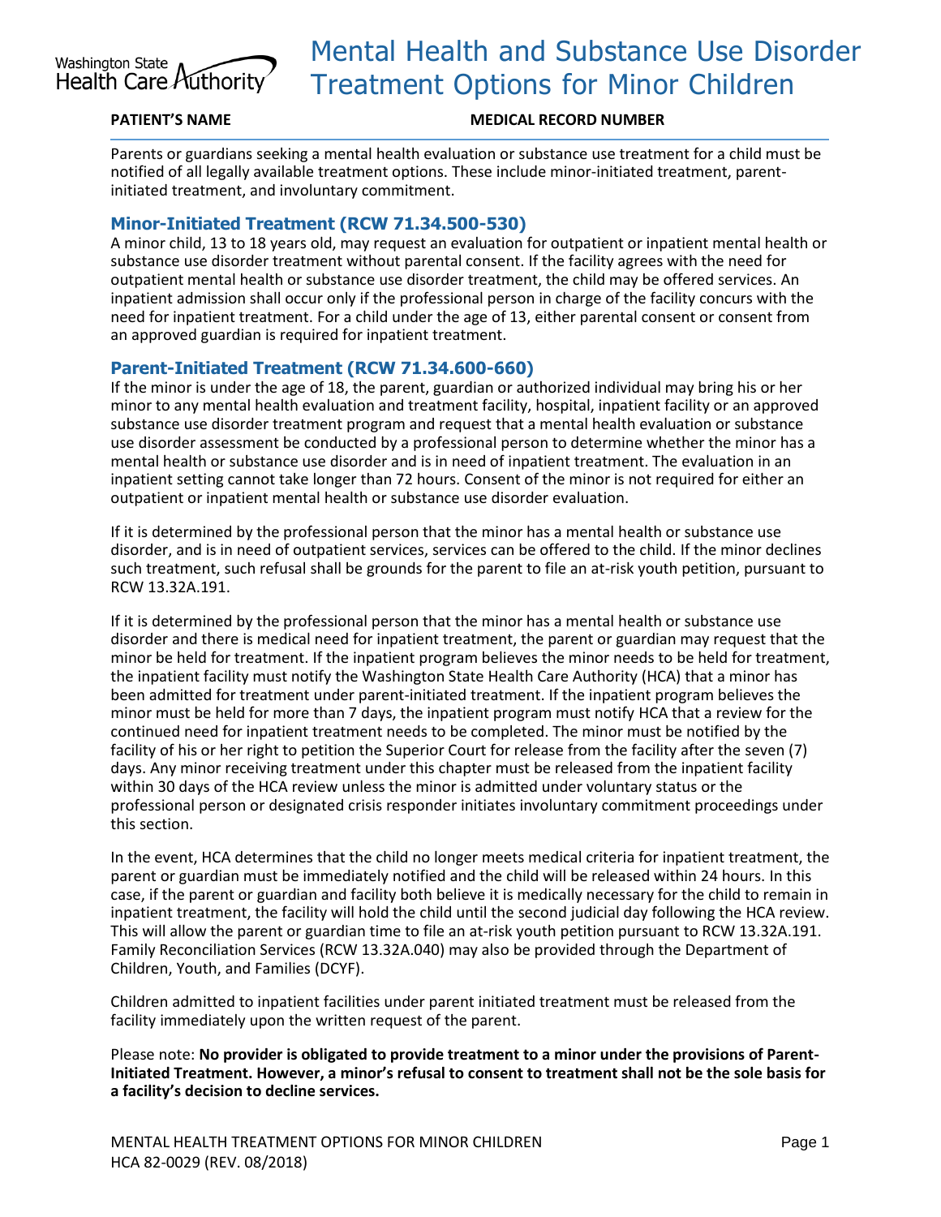Washington State Health Care Authority

# Mental Health and Substance Use Disorder Treatment Options for Minor Children

**PATIENT'S NAME** **MEDICAL RECORD NUMBER**

Parents or guardians seeking a mental health evaluation or substance use treatment for a child must be notified of all legally available treatment options. These include minor-initiated treatment, parent-initiated treatment, and involuntary commitment.

## Minor-Initiated Treatment (RCW 71.34.500-530)

A minor child, 13 to 18 years old, may request an evaluation for outpatient or inpatient mental health or substance use disorder treatment without parental consent. If the facility agrees with the need for outpatient mental health or substance use disorder treatment, the child may be offered services. An inpatient admission shall occur only if the professional person in charge of the facility concurs with the need for inpatient treatment. For a child under the age of 13, either parental consent or consent from an approved guardian is required for inpatient treatment.

## Parent-Initiated Treatment (RCW 71.34.600-660)

If the minor is under the age of 18, the parent, guardian or authorized individual may bring his or her minor to any mental health evaluation and treatment facility, hospital, inpatient facility or an approved substance use disorder treatment program and request that a mental health evaluation or substance use disorder assessment be conducted by a professional person to determine whether the minor has a mental health or substance use disorder and is in need of inpatient treatment. The evaluation in an inpatient setting cannot take longer than 72 hours. Consent of the minor is not required for either an outpatient or inpatient mental health or substance use disorder evaluation.

If it is determined by the professional person that the minor has a mental health or substance use disorder, and is in need of outpatient services, services can be offered to the child. If the minor declines such treatment, such refusal shall be grounds for the parent to file an at-risk youth petition, pursuant to RCW 13.32A.191.

If it is determined by the professional person that the minor has a mental health or substance use disorder and there is medical need for inpatient treatment, the parent or guardian may request that the minor be held for treatment. If the inpatient program believes the minor needs to be held for treatment, the inpatient facility must notify the Washington State Health Care Authority (HCA) that a minor has been admitted for treatment under parent-initiated treatment. If the inpatient program believes the minor must be held for more than 7 days, the inpatient program must notify HCA that a review for the continued need for inpatient treatment needs to be completed. The minor must be notified by the facility of his or her right to petition the Superior Court for release from the facility after the seven (7) days. Any minor receiving treatment under this chapter must be released from the inpatient facility within 30 days of the HCA review unless the minor is admitted under voluntary status or the professional person or designated crisis responder initiates involuntary commitment proceedings under this section.

In the event, HCA determines that the child no longer meets medical criteria for inpatient treatment, the parent or guardian must be immediately notified and the child will be released within 24 hours. In this case, if the parent or guardian and facility both believe it is medically necessary for the child to remain in inpatient treatment, the facility will hold the child until the second judicial day following the HCA review. This will allow the parent or guardian time to file an at-risk youth petition pursuant to RCW 13.32A.191. Family Reconciliation Services (RCW 13.32A.040) may also be provided through the Department of Children, Youth, and Families (DCYF).

Children admitted to inpatient facilities under parent initiated treatment must be released from the facility immediately upon the written request of the parent.

Please note: **No provider is obligated to provide treatment to a minor under the provisions of Parent-Initiated Treatment. However, a minor's refusal to consent to treatment shall not be the sole basis for a facility's decision to decline services.**

MENTAL HEALTH TREATMENT OPTIONS FOR MINOR CHILDREN
HCA 82-0029 (REV. 08/2018)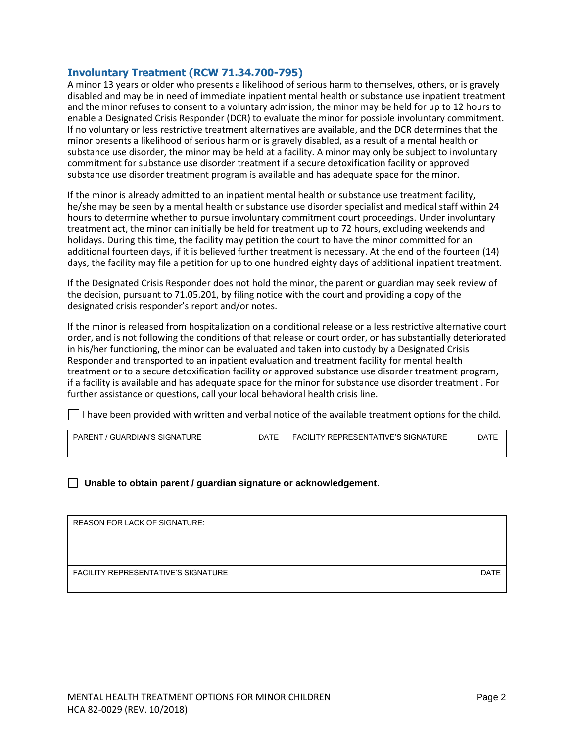## Involuntary Treatment (RCW 71.34.700-795)

A minor 13 years or older who presents a likelihood of serious harm to themselves, others, or is gravely disabled and may be in need of immediate inpatient mental health or substance use inpatient treatment and the minor refuses to consent to a voluntary admission, the minor may be held for up to 12 hours to enable a Designated Crisis Responder (DCR) to evaluate the minor for possible involuntary commitment. If no voluntary or less restrictive treatment alternatives are available, and the DCR determines that the minor presents a likelihood of serious harm or is gravely disabled, as a result of a mental health or substance use disorder, the minor may be held at a facility. A minor may only be subject to involuntary commitment for substance use disorder treatment if a secure detoxification facility or approved substance use disorder treatment program is available and has adequate space for the minor.

If the minor is already admitted to an inpatient mental health or substance use treatment facility, he/she may be seen by a mental health or substance use disorder specialist and medical staff within 24 hours to determine whether to pursue involuntary commitment court proceedings. Under involuntary treatment act, the minor can initially be held for treatment up to 72 hours, excluding weekends and holidays. During this time, the facility may petition the court to have the minor committed for an additional fourteen days, if it is believed further treatment is necessary. At the end of the fourteen (14) days, the facility may file a petition for up to one hundred eighty days of additional inpatient treatment.

If the Designated Crisis Responder does not hold the minor, the parent or guardian may seek review of the decision, pursuant to 71.05.201, by filing notice with the court and providing a copy of the designated crisis responder's report and/or notes.

If the minor is released from hospitalization on a conditional release or a less restrictive alternative court order, and is not following the conditions of that release or court order, or has substantially deteriorated in his/her functioning, the minor can be evaluated and taken into custody by a Designated Crisis Responder and transported to an inpatient evaluation and treatment facility for mental health treatment or to a secure detoxification facility or approved substance use disorder treatment program, if a facility is available and has adequate space for the minor for substance use disorder treatment . For further assistance or questions, call your local behavioral health crisis line.

☐ I have been provided with written and verbal notice of the available treatment options for the child.

| PARENT / GUARDIAN'S SIGNATURE | DATE | FACILITY REPRESENTATIVE'S SIGNATURE | DATE |
| --- | --- | --- | --- |
| | | | |

☐ **Unable to obtain parent / guardian signature or acknowledgement.**

| REASON FOR LACK OF SIGNATURE: | |
| --- | --- |
| | |
| FACILITY REPRESENTATIVE'S SIGNATURE | DATE |
| | |

MENTAL HEALTH TREATMENT OPTIONS FOR MINOR CHILDREN
HCA 82-0029 (REV. 10/2018)